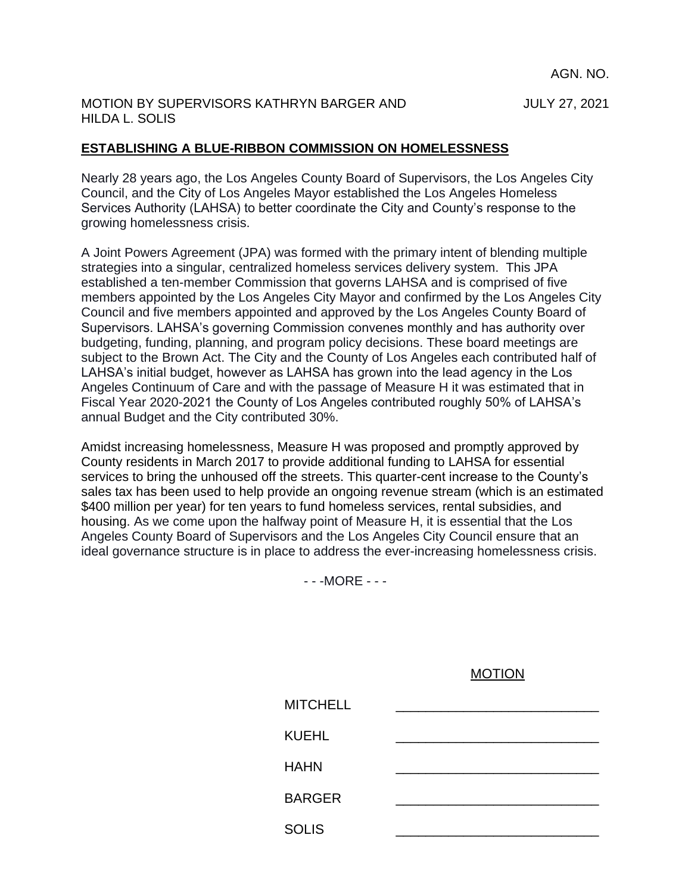AGN. NO.

MOTION BY SUPERVISORS KATHRYN BARGER AND HILDA L. SOLIS

JULY 27, 2021

## ESTABLISHING A BLUE-RIBBON COMMISSION ON HOMELESSNESS

Nearly 28 years ago, the Los Angeles County Board of Supervisors, the Los Angeles City Council, and the City of Los Angeles Mayor established the Los Angeles Homeless Services Authority (LAHSA) to better coordinate the City and County's response to the growing homelessness crisis.

A Joint Powers Agreement (JPA) was formed with the primary intent of blending multiple strategies into a singular, centralized homeless services delivery system. This JPA established a ten-member Commission that governs LAHSA and is comprised of five members appointed by the Los Angeles City Mayor and confirmed by the Los Angeles City Council and five members appointed and approved by the Los Angeles County Board of Supervisors. LAHSA's governing Commission convenes monthly and has authority over budgeting, funding, planning, and program policy decisions. These board meetings are subject to the Brown Act. The City and the County of Los Angeles each contributed half of LAHSA's initial budget, however as LAHSA has grown into the lead agency in the Los Angeles Continuum of Care and with the passage of Measure H it was estimated that in Fiscal Year 2020-2021 the County of Los Angeles contributed roughly 50% of LAHSA's annual Budget and the City contributed 30%.

Amidst increasing homelessness, Measure H was proposed and promptly approved by County residents in March 2017 to provide additional funding to LAHSA for essential services to bring the unhoused off the streets. This quarter-cent increase to the County's sales tax has been used to help provide an ongoing revenue stream (which is an estimated $400 million per year) for ten years to fund homeless services, rental subsidies, and housing. As we come upon the halfway point of Measure H, it is essential that the Los Angeles County Board of Supervisors and the Los Angeles City Council ensure that an ideal governance structure is in place to address the ever-increasing homelessness crisis.

- - -MORE - - -

MOTION

| | |
|---|---|
| MITCHELL | _______________ |
| KUEHL | _______________ |
| HAHN | _______________ |
| BARGER | _______________ |
| SOLIS | _______________ |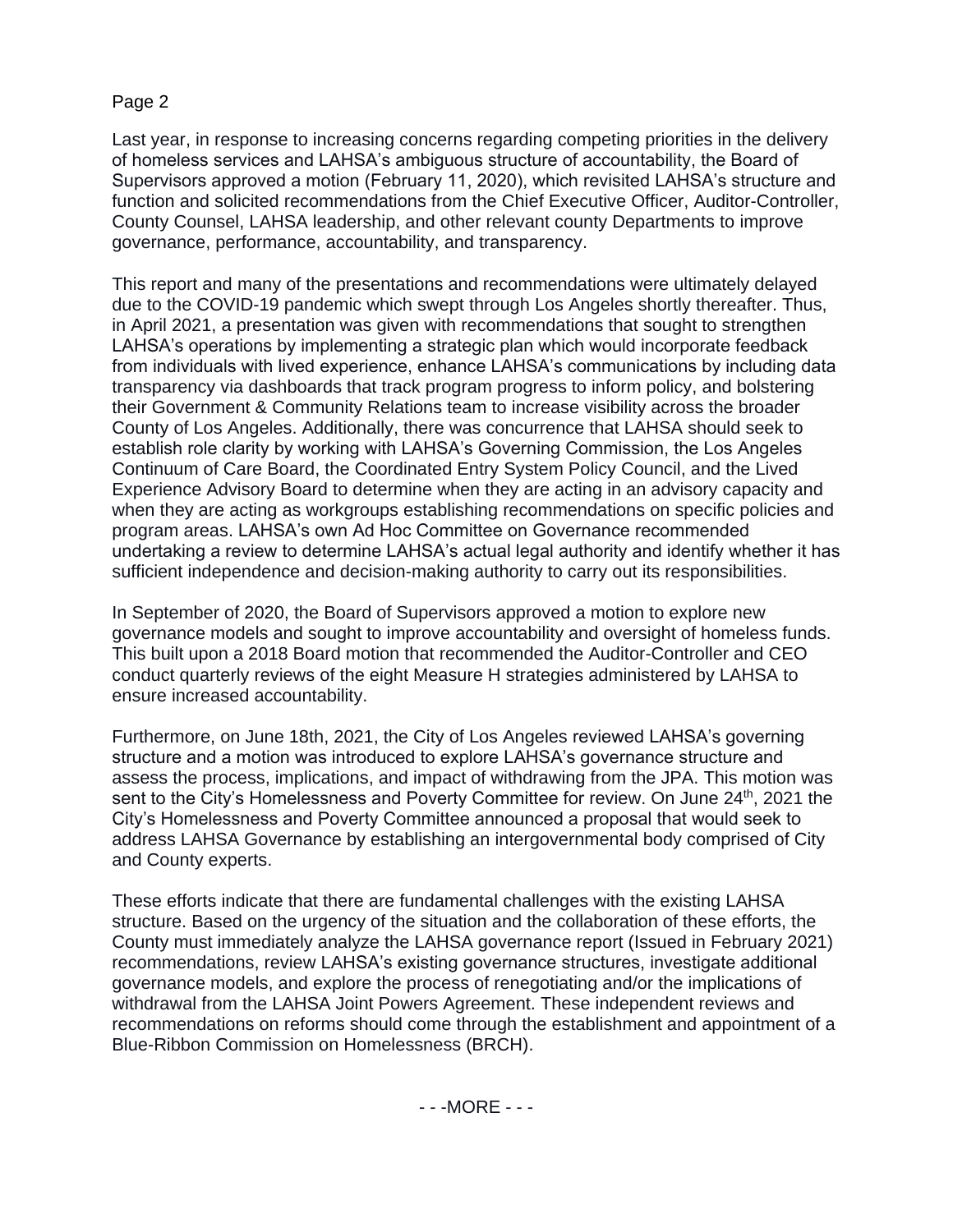Last year, in response to increasing concerns regarding competing priorities in the delivery of homeless services and LAHSA's ambiguous structure of accountability, the Board of Supervisors approved a motion (February 11, 2020), which revisited LAHSA's structure and function and solicited recommendations from the Chief Executive Officer, Auditor-Controller, County Counsel, LAHSA leadership, and other relevant county Departments to improve governance, performance, accountability, and transparency.

This report and many of the presentations and recommendations were ultimately delayed due to the COVID-19 pandemic which swept through Los Angeles shortly thereafter. Thus, in April 2021, a presentation was given with recommendations that sought to strengthen LAHSA's operations by implementing a strategic plan which would incorporate feedback from individuals with lived experience, enhance LAHSA's communications by including data transparency via dashboards that track program progress to inform policy, and bolstering their Government & Community Relations team to increase visibility across the broader County of Los Angeles. Additionally, there was concurrence that LAHSA should seek to establish role clarity by working with LAHSA's Governing Commission, the Los Angeles Continuum of Care Board, the Coordinated Entry System Policy Council, and the Lived Experience Advisory Board to determine when they are acting in an advisory capacity and when they are acting as workgroups establishing recommendations on specific policies and program areas. LAHSA's own Ad Hoc Committee on Governance recommended undertaking a review to determine LAHSA's actual legal authority and identify whether it has sufficient independence and decision-making authority to carry out its responsibilities.

In September of 2020, the Board of Supervisors approved a motion to explore new governance models and sought to improve accountability and oversight of homeless funds. This built upon a 2018 Board motion that recommended the Auditor-Controller and CEO conduct quarterly reviews of the eight Measure H strategies administered by LAHSA to ensure increased accountability.

Furthermore, on June 18th, 2021, the City of Los Angeles reviewed LAHSA's governing structure and a motion was introduced to explore LAHSA's governance structure and assess the process, implications, and impact of withdrawing from the JPA. This motion was sent to the City's Homelessness and Poverty Committee for review. On June 24th, 2021 the City's Homelessness and Poverty Committee announced a proposal that would seek to address LAHSA Governance by establishing an intergovernmental body comprised of City and County experts.

These efforts indicate that there are fundamental challenges with the existing LAHSA structure. Based on the urgency of the situation and the collaboration of these efforts, the County must immediately analyze the LAHSA governance report (Issued in February 2021) recommendations, review LAHSA's existing governance structures, investigate additional governance models, and explore the process of renegotiating and/or the implications of withdrawal from the LAHSA Joint Powers Agreement. These independent reviews and recommendations on reforms should come through the establishment and appointment of a Blue-Ribbon Commission on Homelessness (BRCH).

- - -MORE - - -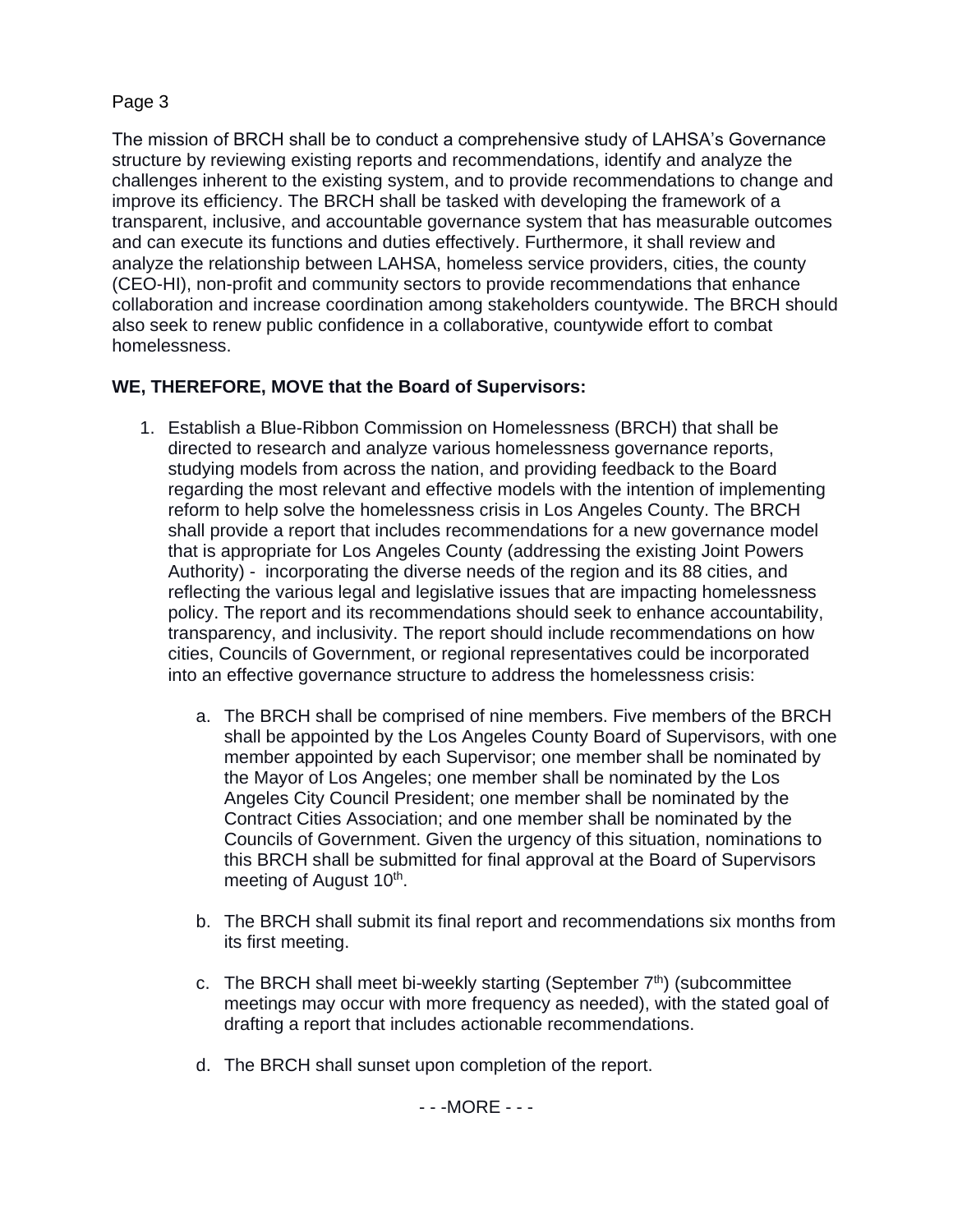The mission of BRCH shall be to conduct a comprehensive study of LAHSA's Governance structure by reviewing existing reports and recommendations, identify and analyze the challenges inherent to the existing system, and to provide recommendations to change and improve its efficiency. The BRCH shall be tasked with developing the framework of a transparent, inclusive, and accountable governance system that has measurable outcomes and can execute its functions and duties effectively. Furthermore, it shall review and analyze the relationship between LAHSA, homeless service providers, cities, the county (CEO-HI), non-profit and community sectors to provide recommendations that enhance collaboration and increase coordination among stakeholders countywide. The BRCH should also seek to renew public confidence in a collaborative, countywide effort to combat homelessness.

**WE, THEREFORE, MOVE that the Board of Supervisors:**

1. Establish a Blue-Ribbon Commission on Homelessness (BRCH) that shall be directed to research and analyze various homelessness governance reports, studying models from across the nation, and providing feedback to the Board regarding the most relevant and effective models with the intention of implementing reform to help solve the homelessness crisis in Los Angeles County. The BRCH shall provide a report that includes recommendations for a new governance model that is appropriate for Los Angeles County (addressing the existing Joint Powers Authority) - incorporating the diverse needs of the region and its 88 cities, and reflecting the various legal and legislative issues that are impacting homelessness policy. The report and its recommendations should seek to enhance accountability, transparency, and inclusivity. The report should include recommendations on how cities, Councils of Government, or regional representatives could be incorporated into an effective governance structure to address the homelessness crisis:

    a. The BRCH shall be comprised of nine members. Five members of the BRCH shall be appointed by the Los Angeles County Board of Supervisors, with one member appointed by each Supervisor; one member shall be nominated by the Mayor of Los Angeles; one member shall be nominated by the Los Angeles City Council President; one member shall be nominated by the Contract Cities Association; and one member shall be nominated by the Councils of Government. Given the urgency of this situation, nominations to this BRCH shall be submitted for final approval at the Board of Supervisors meeting of August 10th.

    b. The BRCH shall submit its final report and recommendations six months from its first meeting.

    c. The BRCH shall meet bi-weekly starting (September 7th) (subcommittee meetings may occur with more frequency as needed), with the stated goal of drafting a report that includes actionable recommendations.

    d. The BRCH shall sunset upon completion of the report.

- - -MORE - - -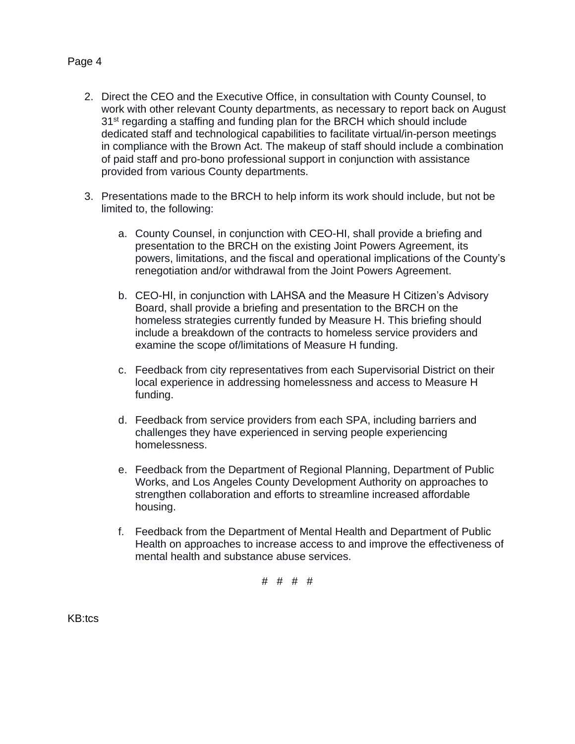2. Direct the CEO and the Executive Office, in consultation with County Counsel, to work with other relevant County departments, as necessary to report back on August 31st regarding a staffing and funding plan for the BRCH which should include dedicated staff and technological capabilities to facilitate virtual/in-person meetings in compliance with the Brown Act. The makeup of staff should include a combination of paid staff and pro-bono professional support in conjunction with assistance provided from various County departments.

3. Presentations made to the BRCH to help inform its work should include, but not be limited to, the following:

    a. County Counsel, in conjunction with CEO-HI, shall provide a briefing and presentation to the BRCH on the existing Joint Powers Agreement, its powers, limitations, and the fiscal and operational implications of the County's renegotiation and/or withdrawal from the Joint Powers Agreement.

    b. CEO-HI, in conjunction with LAHSA and the Measure H Citizen's Advisory Board, shall provide a briefing and presentation to the BRCH on the homeless strategies currently funded by Measure H. This briefing should include a breakdown of the contracts to homeless service providers and examine the scope of/limitations of Measure H funding.

    c. Feedback from city representatives from each Supervisorial District on their local experience in addressing homelessness and access to Measure H funding.

    d. Feedback from service providers from each SPA, including barriers and challenges they have experienced in serving people experiencing homelessness.

    e. Feedback from the Department of Regional Planning, Department of Public Works, and Los Angeles County Development Authority on approaches to strengthen collaboration and efforts to streamline increased affordable housing.

    f. Feedback from the Department of Mental Health and Department of Public Health on approaches to increase access to and improve the effectiveness of mental health and substance abuse services.

# # # #

KB:tcs